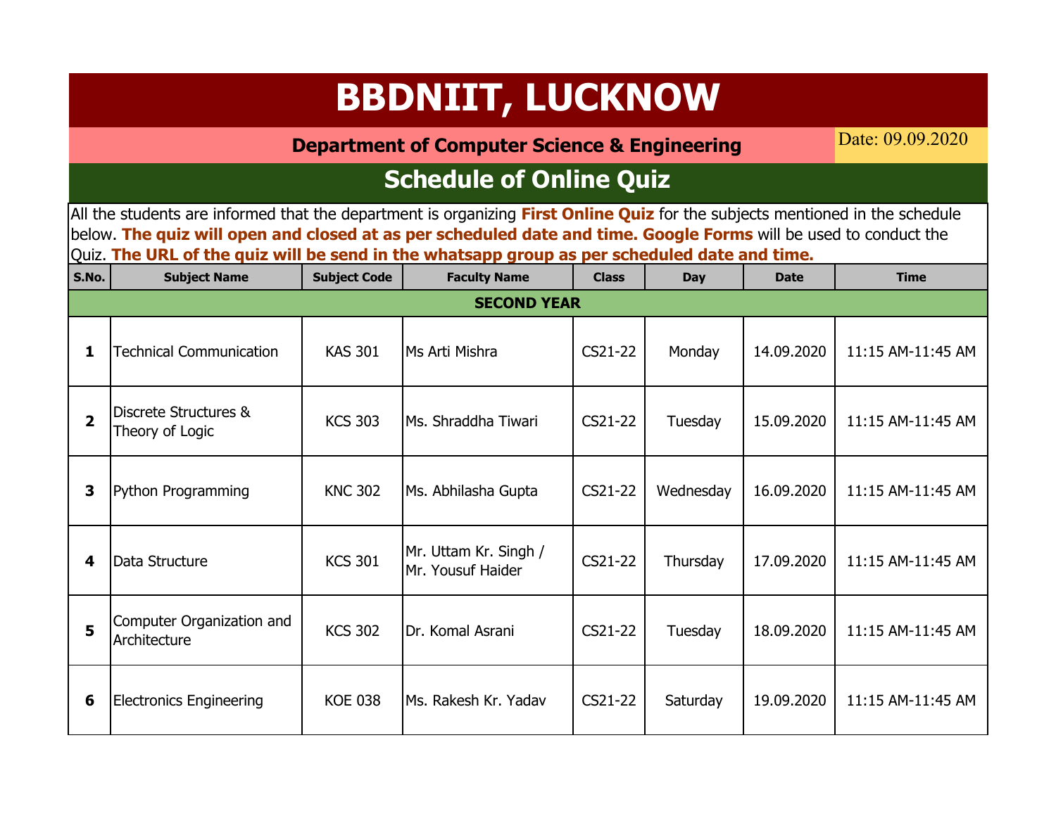# BBDNIIT, LUCKNOW

## Department of Computer Science & Engineering

Date: 09.09.2020

## Schedule of Online Quiz

All the students are informed that the department is organizing **First Online Quiz** for the subjects mentioned in the schedule below. **The quiz will open and closed at as per scheduled date and time. Google Forms** will be used to conduct the Quiz. **The URL of the quiz will be send in the whatsapp group as per scheduled date and time.**

| S.No. | Subject Name | Subject Code | Faculty Name | Class | Day | Date | Time |
|---|---|---|---|---|---|---|---|
| **SECOND YEAR** | | | | | | | |
| **1** | Technical Communication | KAS 301 | Ms Arti Mishra | CS21-22 | Monday | 14.09.2020 | 11:15 AM-11:45 AM |
| **2** | Discrete Structures & Theory of Logic | KCS 303 | Ms. Shraddha Tiwari | CS21-22 | Tuesday | 15.09.2020 | 11:15 AM-11:45 AM |
| **3** | Python Programming | KNC 302 | Ms. Abhilasha Gupta | CS21-22 | Wednesday | 16.09.2020 | 11:15 AM-11:45 AM |
| **4** | Data Structure | KCS 301 | Mr. Uttam Kr. Singh / Mr. Yousuf Haider | CS21-22 | Thursday | 17.09.2020 | 11:15 AM-11:45 AM |
| **5** | Computer Organization and Architecture | KCS 302 | Dr. Komal Asrani | CS21-22 | Tuesday | 18.09.2020 | 11:15 AM-11:45 AM |
| **6** | Electronics Engineering | KOE 038 | Ms. Rakesh Kr. Yadav | CS21-22 | Saturday | 19.09.2020 | 11:15 AM-11:45 AM |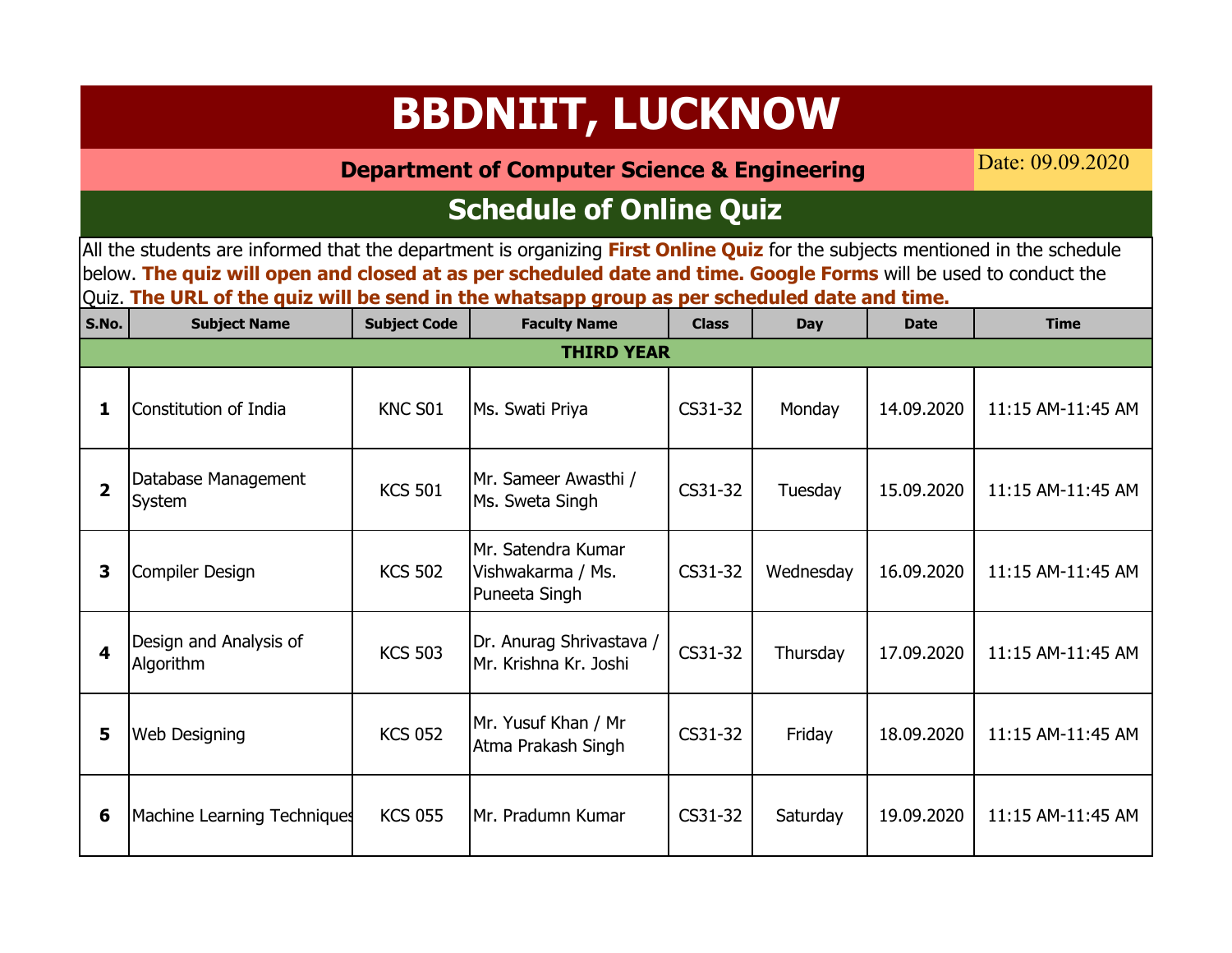# BBDNIIT, LUCKNOW

**Department of Computer Science & Engineering**

Date: 09.09.2020

## Schedule of Online Quiz

All the students are informed that the department is organizing **First Online Quiz** for the subjects mentioned in the schedule below. **The quiz will open and closed at as per scheduled date and time. Google Forms** will be used to conduct the Quiz. **The URL of the quiz will be send in the whatsapp group as per scheduled date and time.**

| S.No. | Subject Name | Subject Code | Faculty Name | Class | Day | Date | Time |
|---|---|---|---|---|---|---|---|
| **THIRD YEAR** | | | | | | | |
| **1** | Constitution of India | KNC S01 | Ms. Swati Priya | CS31-32 | Monday | 14.09.2020 | 11:15 AM-11:45 AM |
| **2** | Database Management System | KCS 501 | Mr. Sameer Awasthi / Ms. Sweta Singh | CS31-32 | Tuesday | 15.09.2020 | 11:15 AM-11:45 AM |
| **3** | Compiler Design | KCS 502 | Mr. Satendra Kumar Vishwakarma / Ms. Puneeta Singh | CS31-32 | Wednesday | 16.09.2020 | 11:15 AM-11:45 AM |
| **4** | Design and Analysis of Algorithm | KCS 503 | Dr. Anurag Shrivastava / Mr. Krishna Kr. Joshi | CS31-32 | Thursday | 17.09.2020 | 11:15 AM-11:45 AM |
| **5** | Web Designing | KCS 052 | Mr. Yusuf Khan / Mr Atma Prakash Singh | CS31-32 | Friday | 18.09.2020 | 11:15 AM-11:45 AM |
| **6** | Machine Learning Techniques | KCS 055 | Mr. Pradumn Kumar | CS31-32 | Saturday | 19.09.2020 | 11:15 AM-11:45 AM |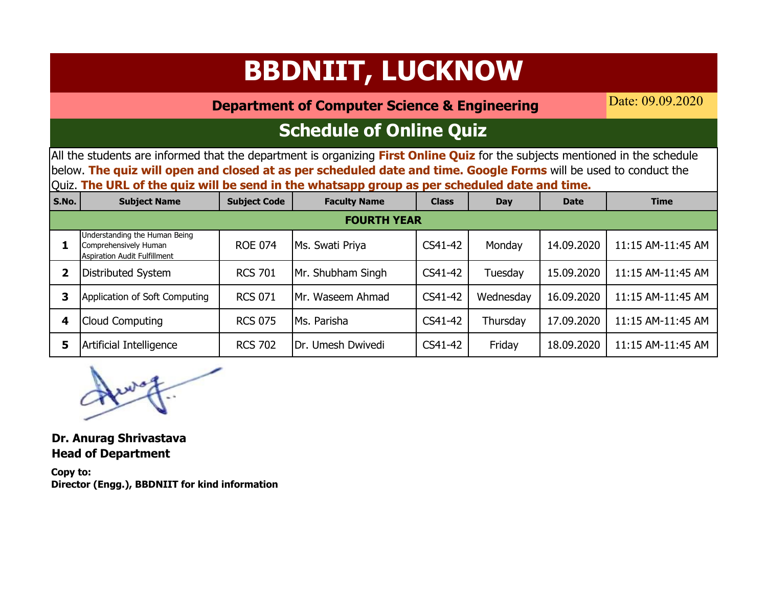# BBDNIIT, LUCKNOW

**Department of Computer Science & Engineering**

Date: 09.09.2020

## Schedule of Online Quiz

All the students are informed that the department is organizing **First Online Quiz** for the subjects mentioned in the schedule below. **The quiz will open and closed at as per scheduled date and time. Google Forms** will be used to conduct the Quiz. **The URL of the quiz will be send in the whatsapp group as per scheduled date and time.**

| S.No. | Subject Name | Subject Code | Faculty Name | Class | Day | Date | Time |
|---|---|---|---|---|---|---|---|
| **FOURTH YEAR** | | | | | | | |
| **1** | Understanding the Human Being Comprehensively Human Aspiration Audit Fulfillment | ROE 074 | Ms. Swati Priya | CS41-42 | Monday | 14.09.2020 | 11:15 AM-11:45 AM |
| **2** | Distributed System | RCS 701 | Mr. Shubham Singh | CS41-42 | Tuesday | 15.09.2020 | 11:15 AM-11:45 AM |
| **3** | Application of Soft Computing | RCS 071 | Mr. Waseem Ahmad | CS41-42 | Wednesday | 16.09.2020 | 11:15 AM-11:45 AM |
| **4** | Cloud Computing | RCS 075 | Ms. Parisha | CS41-42 | Thursday | 17.09.2020 | 11:15 AM-11:45 AM |
| **5** | Artificial Intelligence | RCS 702 | Dr. Umesh Dwivedi | CS41-42 | Friday | 18.09.2020 | 11:15 AM-11:45 AM |

**Dr. Anurag Shrivastava**
**Head of Department**

**Copy to:**
**Director (Engg.), BBDNIIT for kind information**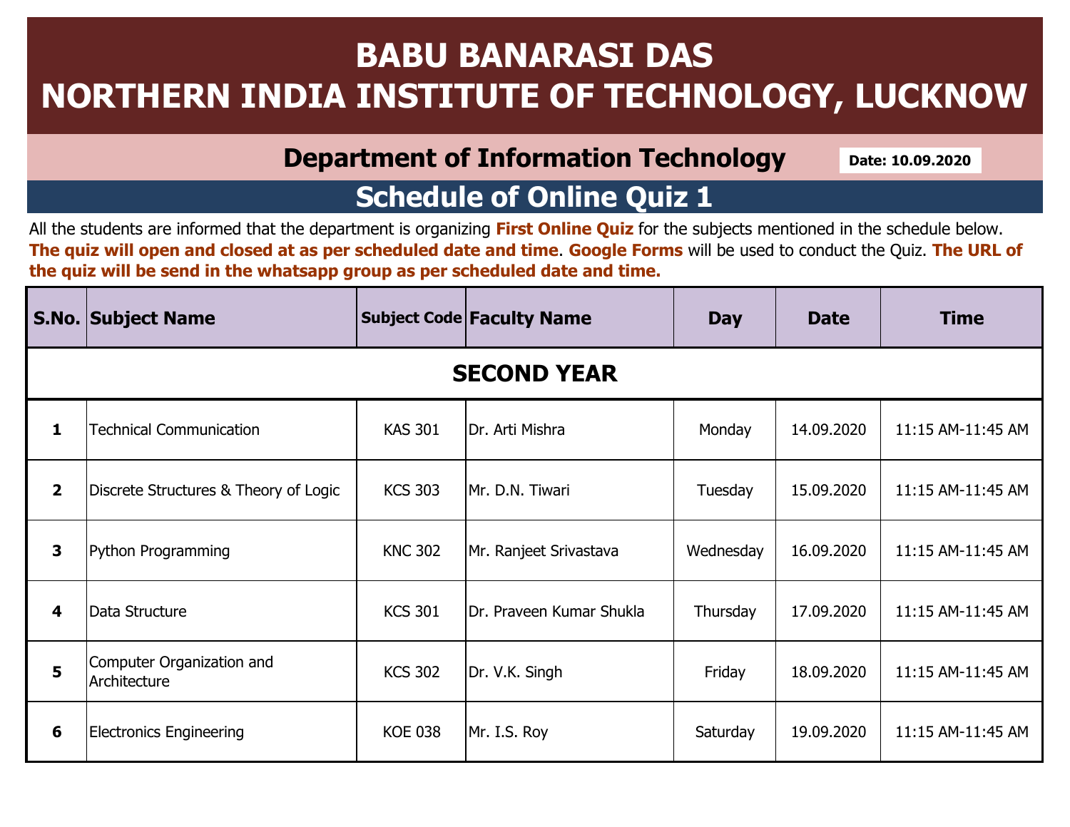# BABU BANARASI DAS NORTHERN INDIA INSTITUTE OF TECHNOLOGY, LUCKNOW

## Department of Information Technology

**Date: 10.09.2020**

## Schedule of Online Quiz 1

All the students are informed that the department is organizing **First Online Quiz** for the subjects mentioned in the schedule below. **The quiz will open and closed at as per scheduled date and time**. **Google Forms** will be used to conduct the Quiz. **The URL of the quiz will be send in the whatsapp group as per scheduled date and time.**

| S.No. | Subject Name | Subject Code | Faculty Name | Day | Date | Time |
|---|---|---|---|---|---|---|
| **SECOND YEAR** | | | | | | |
| 1 | Technical Communication | KAS 301 | Dr. Arti Mishra | Monday | 14.09.2020 | 11:15 AM-11:45 AM |
| 2 | Discrete Structures & Theory of Logic | KCS 303 | Mr. D.N. Tiwari | Tuesday | 15.09.2020 | 11:15 AM-11:45 AM |
| 3 | Python Programming | KNC 302 | Mr. Ranjeet Srivastava | Wednesday | 16.09.2020 | 11:15 AM-11:45 AM |
| 4 | Data Structure | KCS 301 | Dr. Praveen Kumar Shukla | Thursday | 17.09.2020 | 11:15 AM-11:45 AM |
| 5 | Computer Organization and Architecture | KCS 302 | Dr. V.K. Singh | Friday | 18.09.2020 | 11:15 AM-11:45 AM |
| 6 | Electronics Engineering | KOE 038 | Mr. I.S. Roy | Saturday | 19.09.2020 | 11:15 AM-11:45 AM |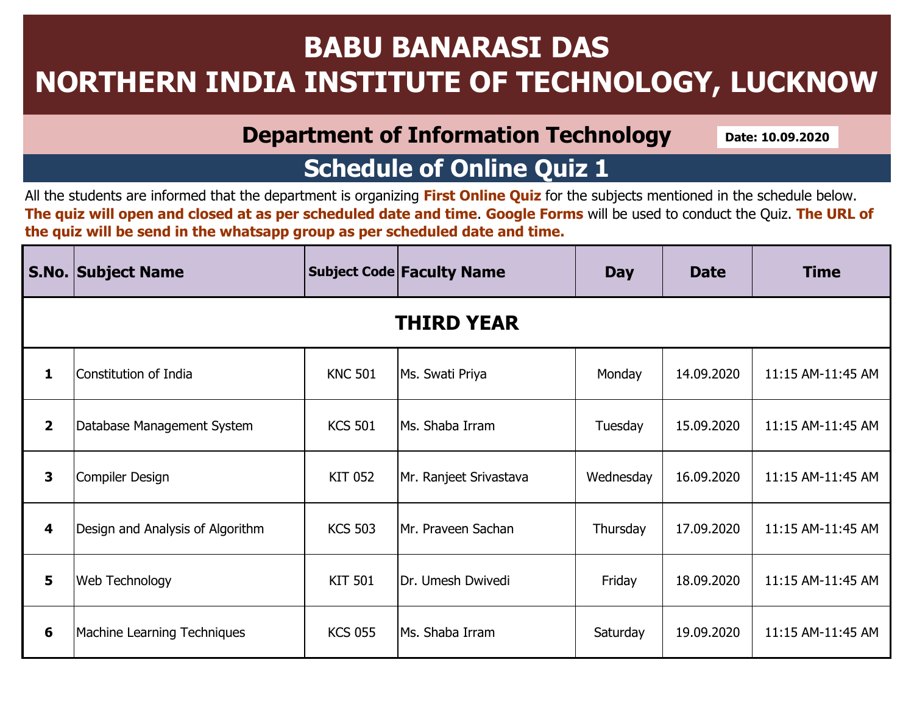# BABU BANARASI DAS
# NORTHERN INDIA INSTITUTE OF TECHNOLOGY, LUCKNOW

## Department of Information Technology

**Date: 10.09.2020**

## Schedule of Online Quiz 1

All the students are informed that the department is organizing **First Online Quiz** for the subjects mentioned in the schedule below. **The quiz will open and closed at as per scheduled date and time**. **Google Forms** will be used to conduct the Quiz. **The URL of the quiz will be send in the whatsapp group as per scheduled date and time.**

| S.No. | Subject Name | Subject Code | Faculty Name | Day | Date | Time |
|---|---|---|---|---|---|---|
| **THIRD YEAR** | | | | | | |
| **1** | Constitution of India | KNC 501 | Ms. Swati Priya | Monday | 14.09.2020 | 11:15 AM-11:45 AM |
| **2** | Database Management System | KCS 501 | Ms. Shaba Irram | Tuesday | 15.09.2020 | 11:15 AM-11:45 AM |
| **3** | Compiler Design | KIT 052 | Mr. Ranjeet Srivastava | Wednesday | 16.09.2020 | 11:15 AM-11:45 AM |
| **4** | Design and Analysis of Algorithm | KCS 503 | Mr. Praveen Sachan | Thursday | 17.09.2020 | 11:15 AM-11:45 AM |
| **5** | Web Technology | KIT 501 | Dr. Umesh Dwivedi | Friday | 18.09.2020 | 11:15 AM-11:45 AM |
| **6** | Machine Learning Techniques | KCS 055 | Ms. Shaba Irram | Saturday | 19.09.2020 | 11:15 AM-11:45 AM |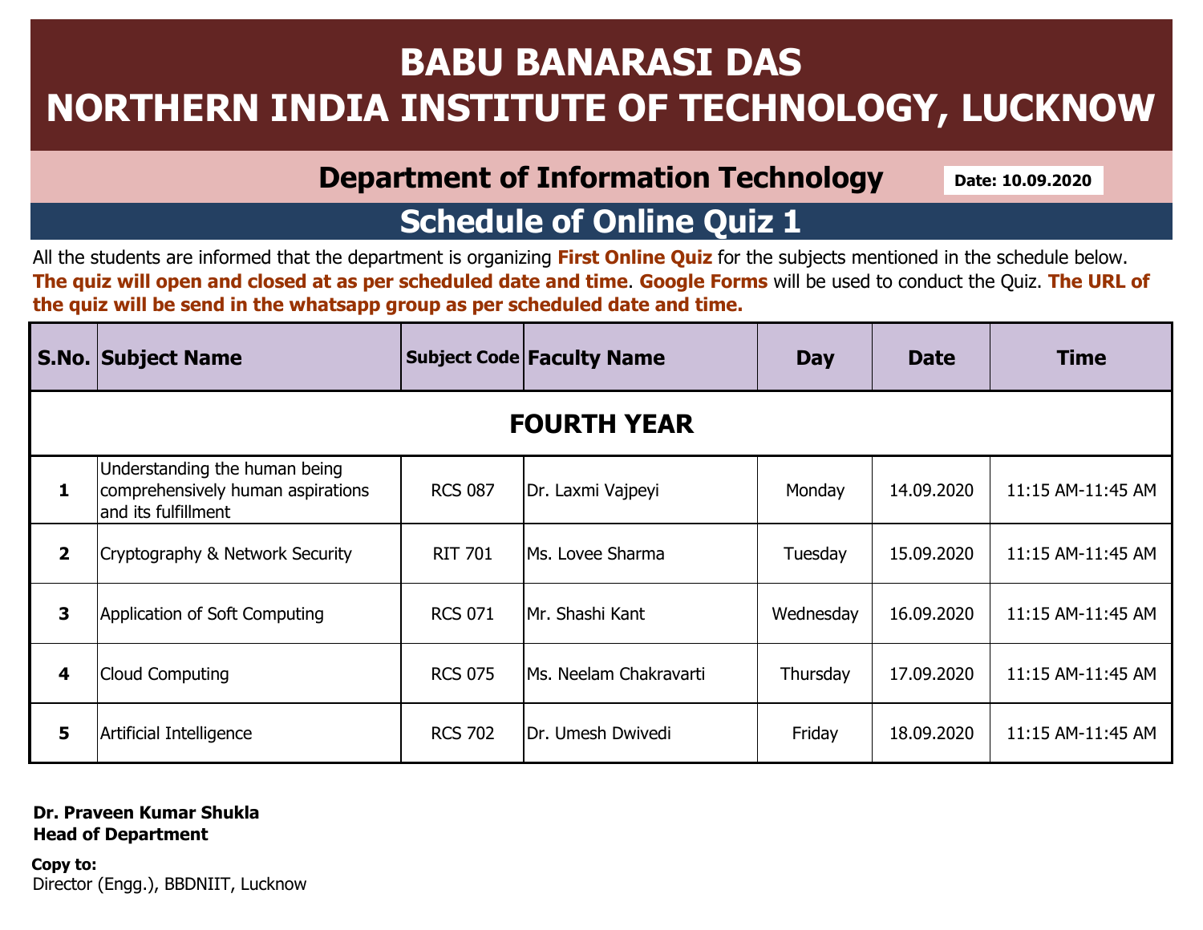# BABU BANARASI DAS
# NORTHERN INDIA INSTITUTE OF TECHNOLOGY, LUCKNOW

## Department of Information Technology

**Date: 10.09.2020**

## Schedule of Online Quiz 1

All the students are informed that the department is organizing **First Online Quiz** for the subjects mentioned in the schedule below. **The quiz will open and closed at as per scheduled date and time**. **Google Forms** will be used to conduct the Quiz. **The URL of the quiz will be send in the whatsapp group as per scheduled date and time.**

| S.No. | Subject Name | Subject Code | Faculty Name | Day | Date | Time |
|---|---|---|---|---|---|---|
| **FOURTH YEAR** | | | | | | |
| **1** | Understanding the human being comprehensively human aspirations and its fulfillment | RCS 087 | Dr. Laxmi Vajpeyi | Monday | 14.09.2020 | 11:15 AM-11:45 AM |
| **2** | Cryptography & Network Security | RIT 701 | Ms. Lovee Sharma | Tuesday | 15.09.2020 | 11:15 AM-11:45 AM |
| **3** | Application of Soft Computing | RCS 071 | Mr. Shashi Kant | Wednesday | 16.09.2020 | 11:15 AM-11:45 AM |
| **4** | Cloud Computing | RCS 075 | Ms. Neelam Chakravarti | Thursday | 17.09.2020 | 11:15 AM-11:45 AM |
| **5** | Artificial Intelligence | RCS 702 | Dr. Umesh Dwivedi | Friday | 18.09.2020 | 11:15 AM-11:45 AM |

**Dr. Praveen Kumar Shukla**
**Head of Department**

**Copy to:**
Director (Engg.), BBDNIIT, Lucknow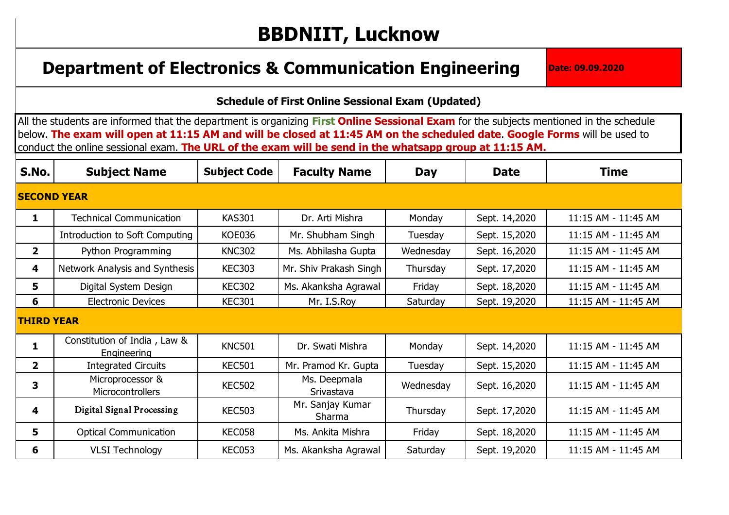# BBDNIIT, Lucknow

## Department of Electronics & Communication Engineering

**Date: 09.09.2020**

### Schedule of First Online Sessional Exam (Updated)

All the students are informed that the department is organizing **First Online Sessional Exam** for the subjects mentioned in the schedule below. **The exam will open at 11:15 AM and will be closed at 11:45 AM on the scheduled date**. **Google Forms** will be used to conduct the online sessional exam. **The URL of the exam will be send in the whatsapp group at 11:15 AM.**

| S.No. | Subject Name | Subject Code | Faculty Name | Day | Date | Time |
|---|---|---|---|---|---|---|
| **SECOND YEAR** | | | | | | |
| 1 | Technical Communication | KAS301 | Dr. Arti Mishra | Monday | Sept. 14,2020 | 11:15 AM - 11:45 AM |
| | Introduction to Soft Computing | KOE036 | Mr. Shubham Singh | Tuesday | Sept. 15,2020 | 11:15 AM - 11:45 AM |
| 2 | Python Programming | KNC302 | Ms. Abhilasha Gupta | Wednesday | Sept. 16,2020 | 11:15 AM - 11:45 AM |
| 4 | Network Analysis and Synthesis | KEC303 | Mr. Shiv Prakash Singh | Thursday | Sept. 17,2020 | 11:15 AM - 11:45 AM |
| 5 | Digital System Design | KEC302 | Ms. Akanksha Agrawal | Friday | Sept. 18,2020 | 11:15 AM - 11:45 AM |
| 6 | Electronic Devices | KEC301 | Mr. I.S.Roy | Saturday | Sept. 19,2020 | 11:15 AM - 11:45 AM |
| **THIRD YEAR** | | | | | | |
| 1 | Constitution of India , Law & Engineering | KNC501 | Dr. Swati Mishra | Monday | Sept. 14,2020 | 11:15 AM - 11:45 AM |
| 2 | Integrated Circuits | KEC501 | Mr. Pramod Kr. Gupta | Tuesday | Sept. 15,2020 | 11:15 AM - 11:45 AM |
| 3 | Microprocessor & Microcontrollers | KEC502 | Ms. Deepmala Srivastava | Wednesday | Sept. 16,2020 | 11:15 AM - 11:45 AM |
| 4 | Digital Signal Processing | KEC503 | Mr. Sanjay Kumar Sharma | Thursday | Sept. 17,2020 | 11:15 AM - 11:45 AM |
| 5 | Optical Communication | KEC058 | Ms. Ankita Mishra | Friday | Sept. 18,2020 | 11:15 AM - 11:45 AM |
| 6 | VLSI Technology | KEC053 | Ms. Akanksha Agrawal | Saturday | Sept. 19,2020 | 11:15 AM - 11:45 AM |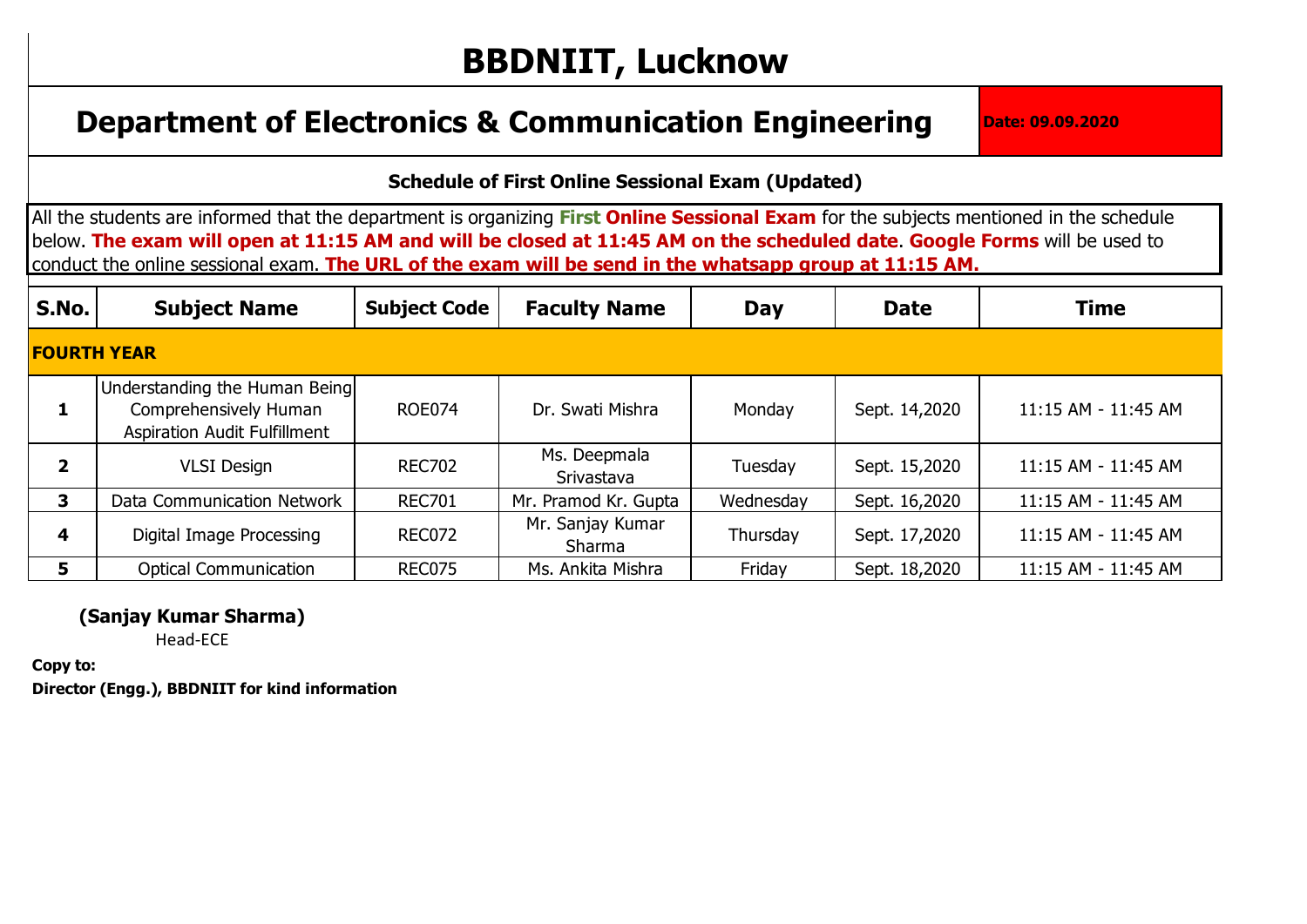# BBDNIIT, Lucknow

## Department of Electronics & Communication Engineering

**Date: 09.09.2020**

### Schedule of First Online Sessional Exam (Updated)

All the students are informed that the department is organizing **First Online Sessional Exam** for the subjects mentioned in the schedule below. **The exam will open at 11:15 AM and will be closed at 11:45 AM on the scheduled date**. **Google Forms** will be used to conduct the online sessional exam. **The URL of the exam will be send in the whatsapp group at 11:15 AM.**

| S.No. | Subject Name | Subject Code | Faculty Name | Day | Date | Time |
|---|---|---|---|---|---|---|
| **FOURTH YEAR** | | | | | | |
| **1** | Understanding the Human Being Comprehensively Human Aspiration Audit Fulfillment | ROE074 | Dr. Swati Mishra | Monday | Sept. 14,2020 | 11:15 AM - 11:45 AM |
| **2** | VLSI Design | REC702 | Ms. Deepmala Srivastava | Tuesday | Sept. 15,2020 | 11:15 AM - 11:45 AM |
| **3** | Data Communication Network | REC701 | Mr. Pramod Kr. Gupta | Wednesday | Sept. 16,2020 | 11:15 AM - 11:45 AM |
| **4** | Digital Image Processing | REC072 | Mr. Sanjay Kumar Sharma | Thursday | Sept. 17,2020 | 11:15 AM - 11:45 AM |
| **5** | Optical Communication | REC075 | Ms. Ankita Mishra | Friday | Sept. 18,2020 | 11:15 AM - 11:45 AM |

**(Sanjay Kumar Sharma)**
Head-ECE

**Copy to:**
**Director (Engg.), BBDNIIT for kind information**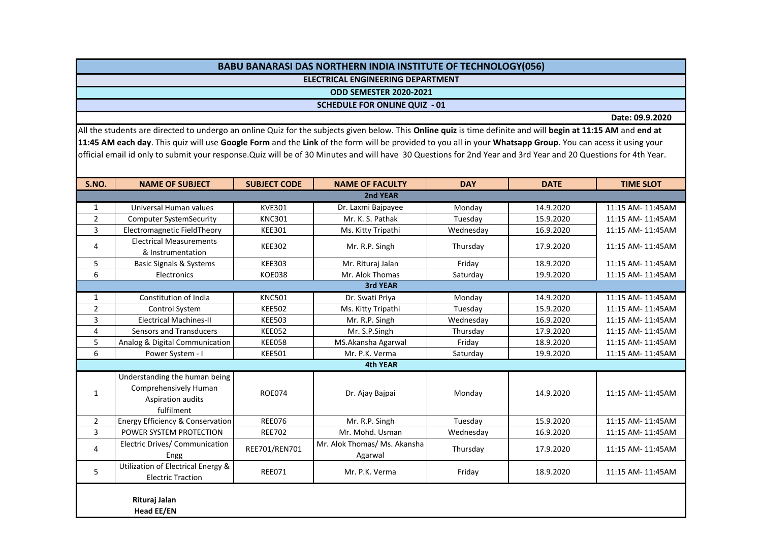# BABU BANARASI DAS NORTHERN INDIA INSTITUTE OF TECHNOLOGY(056)

## ELECTRICAL ENGINEERING DEPARTMENT

### ODD SEMESTER 2020-2021

### SCHEDULE FOR ONLINE QUIZ - 01

**Date: 09.9.2020**

All the students are directed to undergo an online Quiz for the subjects given below. This **Online quiz** is time definite and will **begin at 11:15 AM** and **end at 11:45 AM each day**. This quiz will use **Google Form** and the **Link** of the form will be provided to you all in your **Whatsapp Group**. You can acess it using your official email id only to submit your response.Quiz will be of 30 Minutes and will have 30 Questions for 2nd Year and 3rd Year and 20 Questions for 4th Year.

| S.NO. | NAME OF SUBJECT | SUBJECT CODE | NAME OF FACULTY | DAY | DATE | TIME SLOT |
|---|---|---|---|---|---|---|
| **2nd YEAR** | | | | | | |
| 1 | Universal Human values | KVE301 | Dr. Laxmi Bajpayee | Monday | 14.9.2020 | 11:15 AM- 11:45AM |
| 2 | Computer SystemSecurity | KNC301 | Mr. K. S. Pathak | Tuesday | 15.9.2020 | 11:15 AM- 11:45AM |
| 3 | Electromagnetic FieldTheory | KEE301 | Ms. Kitty Tripathi | Wednesday | 16.9.2020 | 11:15 AM- 11:45AM |
| 4 | Electrical Measurements & Instrumentation | KEE302 | Mr. R.P. Singh | Thursday | 17.9.2020 | 11:15 AM- 11:45AM |
| 5 | Basic Signals & Systems | KEE303 | Mr. Rituraj Jalan | Friday | 18.9.2020 | 11:15 AM- 11:45AM |
| 6 | Electronics | KOE038 | Mr. Alok Thomas | Saturday | 19.9.2020 | 11:15 AM- 11:45AM |
| **3rd YEAR** | | | | | | |
| 1 | Constitution of India | KNC501 | Dr. Swati Priya | Monday | 14.9.2020 | 11:15 AM- 11:45AM |
| 2 | Control System | KEE502 | Ms. Kitty Tripathi | Tuesday | 15.9.2020 | 11:15 AM- 11:45AM |
| 3 | Electrical Machines-II | KEE503 | Mr. R.P. Singh | Wednesday | 16.9.2020 | 11:15 AM- 11:45AM |
| 4 | Sensors and Transducers | KEE052 | Mr. S.P.Singh | Thursday | 17.9.2020 | 11:15 AM- 11:45AM |
| 5 | Analog & Digital Communication | KEE058 | MS.Akansha Agarwal | Friday | 18.9.2020 | 11:15 AM- 11:45AM |
| 6 | Power System - I | KEE501 | Mr. P.K. Verma | Saturday | 19.9.2020 | 11:15 AM- 11:45AM |
| **4th YEAR** | | | | | | |
| 1 | Understanding the human being Comprehensively Human Aspiration audits fulfilment | ROE074 | Dr. Ajay Bajpai | Monday | 14.9.2020 | 11:15 AM- 11:45AM |
| 2 | Energy Efficiency & Conservation | REE076 | Mr. R.P. Singh | Tuesday | 15.9.2020 | 11:15 AM- 11:45AM |
| 3 | POWER SYSTEM PROTECTION | REE702 | Mr. Mohd. Usman | Wednesday | 16.9.2020 | 11:15 AM- 11:45AM |
| 4 | Electric Drives/ Communication Engg | REE701/REN701 | Mr. Alok Thomas/ Ms. Akansha Agarwal | Thursday | 17.9.2020 | 11:15 AM- 11:45AM |
| 5 | Utilization of Electrical Energy & Electric Traction | REE071 | Mr. P.K. Verma | Friday | 18.9.2020 | 11:15 AM- 11:45AM |

**Rituraj Jalan**
**Head EE/EN**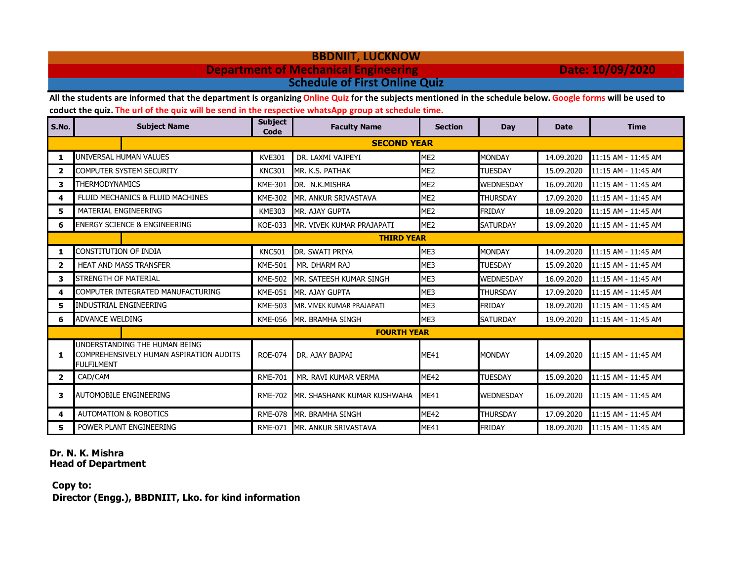# BBDNIIT, LUCKNOW

## Department of Mechanical Engineering

**Date: 10/09/2020**

## Schedule of First Online Quiz

**All the students are informed that the department is organizing Online Quiz for the subjects mentioned in the schedule below. Google forms will be used to coduct the quiz. The url of the quiz will be send in the respective whatsApp group at schedule time.**

| S.No. | Subject Name | Subject Code | Faculty Name | Section | Day | Date | Time |
|---|---|---|---|---|---|---|---|
| | **SECOND YEAR** | | | | | | |
| 1 | UNIVERSAL HUMAN VALUES | KVE301 | DR. LAXMI VAJPEYI | ME2 | MONDAY | 14.09.2020 | 11:15 AM - 11:45 AM |
| 2 | COMPUTER SYSTEM SECURITY | KNC301 | MR. K.S. PATHAK | ME2 | TUESDAY | 15.09.2020 | 11:15 AM - 11:45 AM |
| 3 | THERMODYNAMICS | KME-301 | DR. N.K.MISHRA | ME2 | WEDNESDAY | 16.09.2020 | 11:15 AM - 11:45 AM |
| 4 | FLUID MECHANICS & FLUID MACHINES | KME-302 | MR. ANKUR SRIVASTAVA | ME2 | THURSDAY | 17.09.2020 | 11:15 AM - 11:45 AM |
| 5 | MATERIAL ENGINEERING | KME303 | MR. AJAY GUPTA | ME2 | FRIDAY | 18.09.2020 | 11:15 AM - 11:45 AM |
| 6 | ENERGY SCIENCE & ENGINEERING | KOE-033 | MR. VIVEK KUMAR PRAJAPATI | ME2 | SATURDAY | 19.09.2020 | 11:15 AM - 11:45 AM |
| | **THIRD YEAR** | | | | | | |
| 1 | CONSTITUTION OF INDIA | KNC501 | DR. SWATI PRIYA | ME3 | MONDAY | 14.09.2020 | 11:15 AM - 11:45 AM |
| 2 | HEAT AND MASS TRANSFER | KME-501 | MR. DHARM RAJ | ME3 | TUESDAY | 15.09.2020 | 11:15 AM - 11:45 AM |
| 3 | STRENGTH OF MATERIAL | KME-502 | MR. SATEESH KUMAR SINGH | ME3 | WEDNESDAY | 16.09.2020 | 11:15 AM - 11:45 AM |
| 4 | COMPUTER INTEGRATED MANUFACTURING | KME-051 | MR. AJAY GUPTA | ME3 | THURSDAY | 17.09.2020 | 11:15 AM - 11:45 AM |
| 5 | INDUSTRIAL ENGINEERING | KME-503 | MR. VIVEK KUMAR PRAJAPATI | ME3 | FRIDAY | 18.09.2020 | 11:15 AM - 11:45 AM |
| 6 | ADVANCE WELDING | KME-056 | MR. BRAMHA SINGH | ME3 | SATURDAY | 19.09.2020 | 11:15 AM - 11:45 AM |
| | **FOURTH YEAR** | | | | | | |
| 1 | UNDERSTANDING THE HUMAN BEING COMPREHENSIVELY HUMAN ASPIRATION AUDITS FULFILMENT | ROE-074 | DR. AJAY BAJPAI | ME41 | MONDAY | 14.09.2020 | 11:15 AM - 11:45 AM |
| 2 | CAD/CAM | RME-701 | MR. RAVI KUMAR VERMA | ME42 | TUESDAY | 15.09.2020 | 11:15 AM - 11:45 AM |
| 3 | AUTOMOBILE ENGINEERING | RME-702 | MR. SHASHANK KUMAR KUSHWAHA | ME41 | WEDNESDAY | 16.09.2020 | 11:15 AM - 11:45 AM |
| 4 | AUTOMATION & ROBOTICS | RME-078 | MR. BRAMHA SINGH | ME42 | THURSDAY | 17.09.2020 | 11:15 AM - 11:45 AM |
| 5 | POWER PLANT ENGINEERING | RME-071 | MR. ANKUR SRIVASTAVA | ME41 | FRIDAY | 18.09.2020 | 11:15 AM - 11:45 AM |

**Dr. N. K. Mishra**
**Head of Department**

**Copy to:**
**Director (Engg.), BBDNIIT, Lko. for kind information**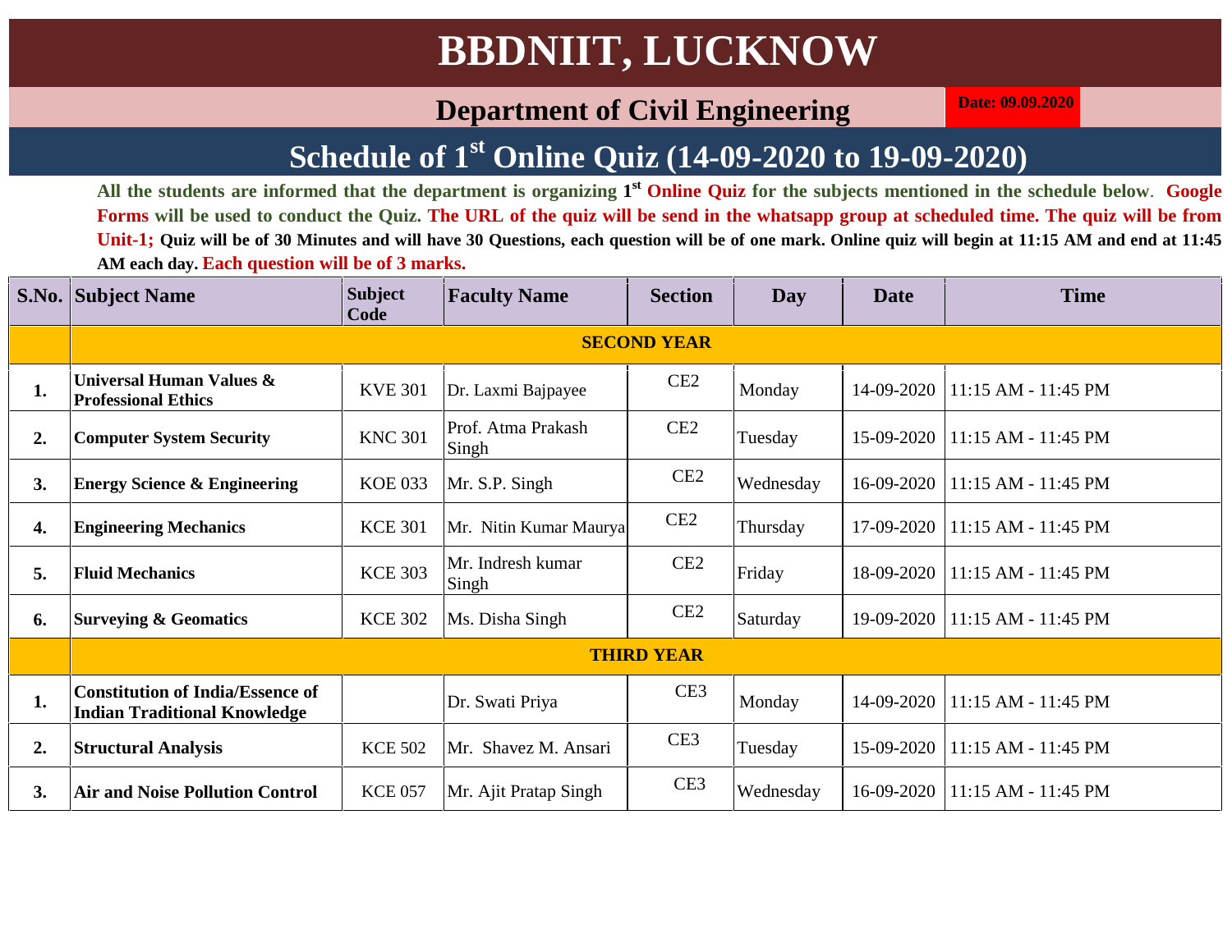# BBDNIIT, LUCKNOW

## Department of Civil Engineering

**Date: 09.09.2020**

## Schedule of 1st Online Quiz (14-09-2020 to 19-09-2020)

**All the students are informed that the department is organizing 1st Online Quiz for the subjects mentioned in the schedule below. Google Forms will be used to conduct the Quiz. The URL of the quiz will be send in the whatsapp group at scheduled time. The quiz will be from Unit-1; Quiz will be of 30 Minutes and will have 30 Questions, each question will be of one mark. Online quiz will begin at 11:15 AM and end at 11:45 AM each day. Each question will be of 3 marks.**

| S.No. | Subject Name | Subject Code | Faculty Name | Section | Day | Date | Time |
|---|---|---|---|---|---|---|---|
| | **SECOND YEAR** | | | | | | |
| **1.** | **Universal Human Values & Professional Ethics** | KVE 301 | Dr. Laxmi Bajpayee | CE2 | Monday | 14-09-2020 | 11:15 AM - 11:45 PM |
| **2.** | **Computer System Security** | KNC 301 | Prof. Atma Prakash Singh | CE2 | Tuesday | 15-09-2020 | 11:15 AM - 11:45 PM |
| **3.** | **Energy Science & Engineering** | KOE 033 | Mr. S.P. Singh | CE2 | Wednesday | 16-09-2020 | 11:15 AM - 11:45 PM |
| **4.** | **Engineering Mechanics** | KCE 301 | Mr. Nitin Kumar Maurya | CE2 | Thursday | 17-09-2020 | 11:15 AM - 11:45 PM |
| **5.** | **Fluid Mechanics** | KCE 303 | Mr. Indresh kumar Singh | CE2 | Friday | 18-09-2020 | 11:15 AM - 11:45 PM |
| **6.** | **Surveying & Geomatics** | KCE 302 | Ms. Disha Singh | CE2 | Saturday | 19-09-2020 | 11:15 AM - 11:45 PM |
| | **THIRD YEAR** | | | | | | |
| **1.** | **Constitution of India/Essence of Indian Traditional Knowledge** | | Dr. Swati Priya | CE3 | Monday | 14-09-2020 | 11:15 AM - 11:45 PM |
| **2.** | **Structural Analysis** | KCE 502 | Mr. Shavez M. Ansari | CE3 | Tuesday | 15-09-2020 | 11:15 AM - 11:45 PM |
| **3.** | **Air and Noise Pollution Control** | KCE 057 | Mr. Ajit Pratap Singh | CE3 | Wednesday | 16-09-2020 | 11:15 AM - 11:45 PM |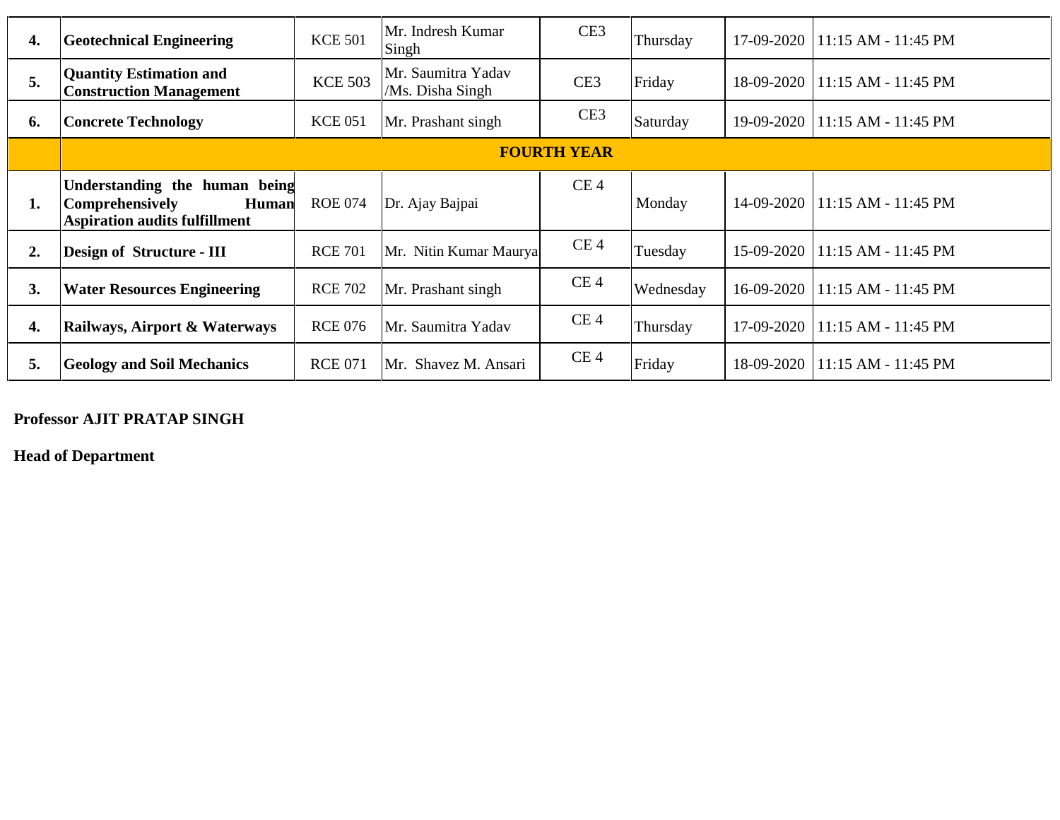| | | | | | | | |
|---|---|---|---|---|---|---|---|
| **4.** | **Geotechnical Engineering** | KCE 501 | Mr. Indresh Kumar Singh | CE3 | Thursday | 17-09-2020 | 11:15 AM - 11:45 PM |
| **5.** | **Quantity Estimation and Construction Management** | KCE 503 | Mr. Saumitra Yadav /Ms. Disha Singh | CE3 | Friday | 18-09-2020 | 11:15 AM - 11:45 PM |
| **6.** | **Concrete Technology** | KCE 051 | Mr. Prashant singh | CE3 | Saturday | 19-09-2020 | 11:15 AM - 11:45 PM |
| | **FOURTH YEAR** | | | | | | |
| **1.** | **Understanding the human being Comprehensively Human Aspiration audits fulfillment** | ROE 074 | Dr. Ajay Bajpai | CE 4 | Monday | 14-09-2020 | 11:15 AM - 11:45 PM |
| **2.** | **Design of Structure - III** | RCE 701 | Mr. Nitin Kumar Maurya | CE 4 | Tuesday | 15-09-2020 | 11:15 AM - 11:45 PM |
| **3.** | **Water Resources Engineering** | RCE 702 | Mr. Prashant singh | CE 4 | Wednesday | 16-09-2020 | 11:15 AM - 11:45 PM |
| **4.** | **Railways, Airport & Waterways** | RCE 076 | Mr. Saumitra Yadav | CE 4 | Thursday | 17-09-2020 | 11:15 AM - 11:45 PM |
| **5.** | **Geology and Soil Mechanics** | RCE 071 | Mr. Shavez M. Ansari | CE 4 | Friday | 18-09-2020 | 11:15 AM - 11:45 PM |

**Professor AJIT PRATAP SINGH**

**Head of Department**